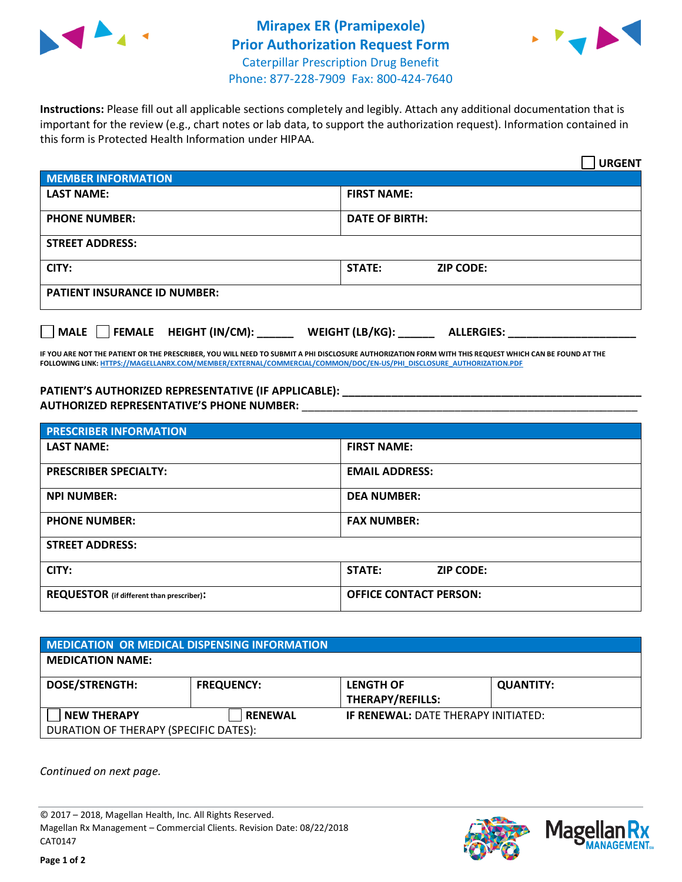# Mirapex ER (Pramipexole) Prior Authorization Request Form

Caterpillar Prescription Drug Benefit
Phone: 877-228-7909 Fax: 800-424-7640

**Instructions:** Please fill out all applicable sections completely and legibly. Attach any additional documentation that is important for the review (e.g., chart notes or lab data, to support the authorization request). Information contained in this form is Protected Health Information under HIPAA.

☐ **URGENT**

| MEMBER INFORMATION | |
|---|---|
| **LAST NAME:** | **FIRST NAME:** |
| **PHONE NUMBER:** | **DATE OF BIRTH:** |
| **STREET ADDRESS:** | |
| **CITY:** | **STATE:** **ZIP CODE:** |
| **PATIENT INSURANCE ID NUMBER:** | |

☐ **MALE** ☐ **FEMALE** **HEIGHT (IN/CM):** ______ **WEIGHT (LB/KG):** ______ **ALLERGIES:** ____________________

**IF YOU ARE NOT THE PATIENT OR THE PRESCRIBER, YOU WILL NEED TO SUBMIT A PHI DISCLOSURE AUTHORIZATION FORM WITH THIS REQUEST WHICH CAN BE FOUND AT THE FOLLOWING LINK:** HTTPS://MAGELLANRX.COM/MEMBER/EXTERNAL/COMMERCIAL/COMMON/DOC/EN-US/PHI_DISCLOSURE_AUTHORIZATION.PDF

**PATIENT'S AUTHORIZED REPRESENTATIVE (IF APPLICABLE):** ____________________
**AUTHORIZED REPRESENTATIVE'S PHONE NUMBER:** ____________________

| PRESCRIBER INFORMATION | |
|---|---|
| **LAST NAME:** | **FIRST NAME:** |
| **PRESCRIBER SPECIALTY:** | **EMAIL ADDRESS:** |
| **NPI NUMBER:** | **DEA NUMBER:** |
| **PHONE NUMBER:** | **FAX NUMBER:** |
| **STREET ADDRESS:** | |
| **CITY:** | **STATE:** **ZIP CODE:** |
| **REQUESTOR** (if different than prescriber)**:** | **OFFICE CONTACT PERSON:** |

| MEDICATION OR MEDICAL DISPENSING INFORMATION | | | |
|---|---|---|---|
| **MEDICATION NAME:** | | | |
| **DOSE/STRENGTH:** | **FREQUENCY:** | **LENGTH OF THERAPY/REFILLS:** | **QUANTITY:** |
| ☐ **NEW THERAPY** | ☐ **RENEWAL** | **IF RENEWAL:** DATE THERAPY INITIATED: | |
| DURATION OF THERAPY (SPECIFIC DATES): | | | |

*Continued on next page.*

© 2017 – 2018, Magellan Health, Inc. All Rights Reserved.
Magellan Rx Management – Commercial Clients. Revision Date: 08/22/2018
CAT0147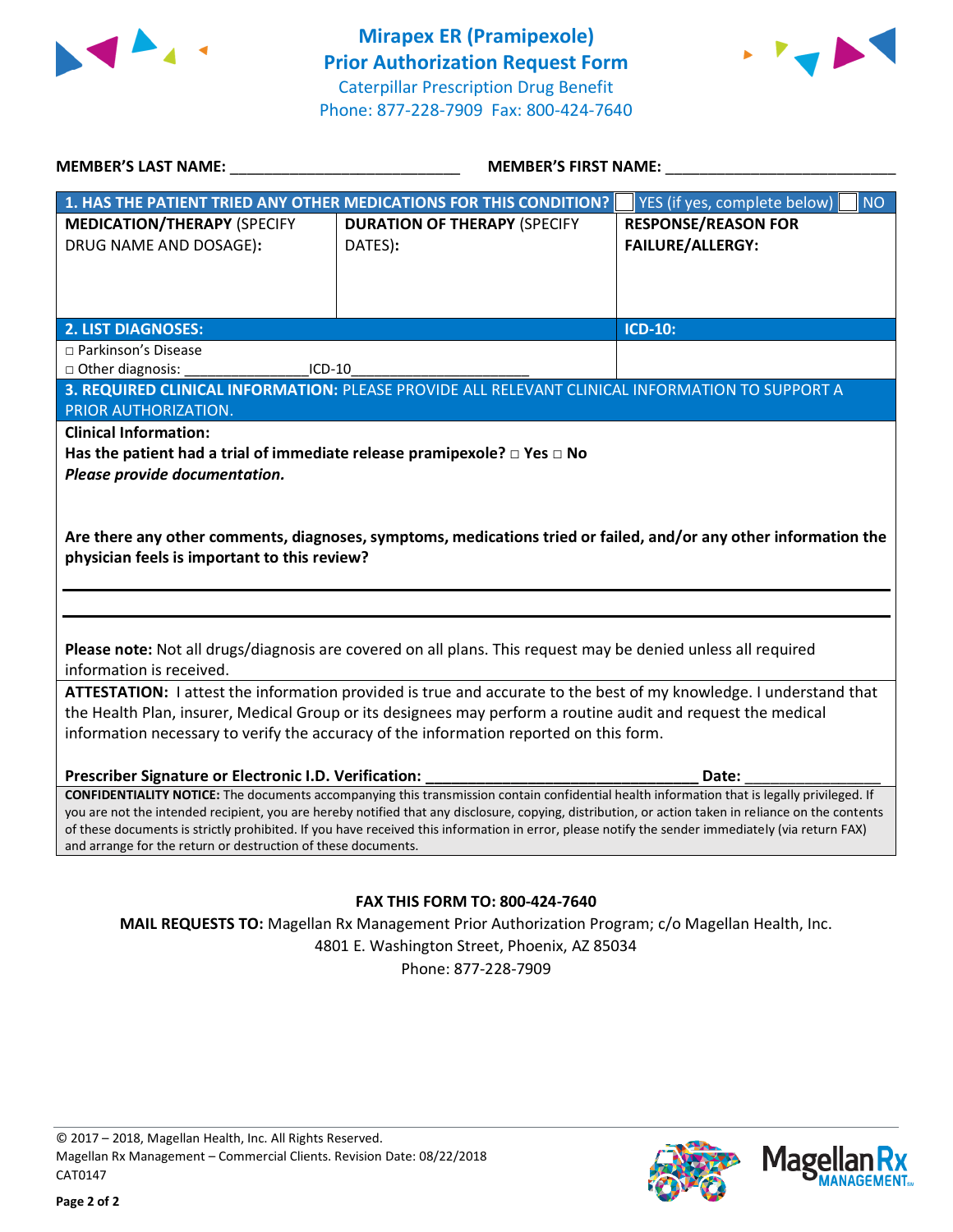# Mirapex ER (Pramipexole) Prior Authorization Request Form

Caterpillar Prescription Drug Benefit
Phone: 877-228-7909 Fax: 800-424-7640

**MEMBER'S LAST NAME:** ___________________________ **MEMBER'S FIRST NAME:** ___________________________

| **1. HAS THE PATIENT TRIED ANY OTHER MEDICATIONS FOR THIS CONDITION?** | ☐ YES (if yes, complete below) | ☐ NO |
|---|---|---|
| **MEDICATION/THERAPY** (SPECIFY DRUG NAME AND DOSAGE): | **DURATION OF THERAPY** (SPECIFY DATES): | **RESPONSE/REASON FOR FAILURE/ALLERGY:** |
| | | |

| **2. LIST DIAGNOSES:** | **ICD-10:** |
|---|---|
| □ Parkinson's Disease<br>□ Other diagnosis: ________________ICD-10______________________ | |

**3. REQUIRED CLINICAL INFORMATION:** PLEASE PROVIDE ALL RELEVANT CLINICAL INFORMATION TO SUPPORT A PRIOR AUTHORIZATION.

**Clinical Information:**

**Has the patient had a trial of immediate release pramipexole? □ Yes □ No**

***Please provide documentation.***

**Are there any other comments, diagnoses, symptoms, medications tried or failed, and/or any other information the physician feels is important to this review?**

______________________________________________________________________

______________________________________________________________________

**Please note:** Not all drugs/diagnosis are covered on all plans. This request may be denied unless all required information is received.

**ATTESTATION:** I attest the information provided is true and accurate to the best of my knowledge. I understand that the Health Plan, insurer, Medical Group or its designees may perform a routine audit and request the medical information necessary to verify the accuracy of the information reported on this form.

**Prescriber Signature or Electronic I.D. Verification:** _________________________________ **Date:** ________________

**CONFIDENTIALITY NOTICE:** The documents accompanying this transmission contain confidential health information that is legally privileged. If you are not the intended recipient, you are hereby notified that any disclosure, copying, distribution, or action taken in reliance on the contents of these documents is strictly prohibited. If you have received this information in error, please notify the sender immediately (via return FAX) and arrange for the return or destruction of these documents.

**FAX THIS FORM TO: 800-424-7640**

**MAIL REQUESTS TO:** Magellan Rx Management Prior Authorization Program; c/o Magellan Health, Inc.
4801 E. Washington Street, Phoenix, AZ 85034
Phone: 877-228-7909

© 2017 – 2018, Magellan Health, Inc. All Rights Reserved.
Magellan Rx Management – Commercial Clients. Revision Date: 08/22/2018
CAT0147